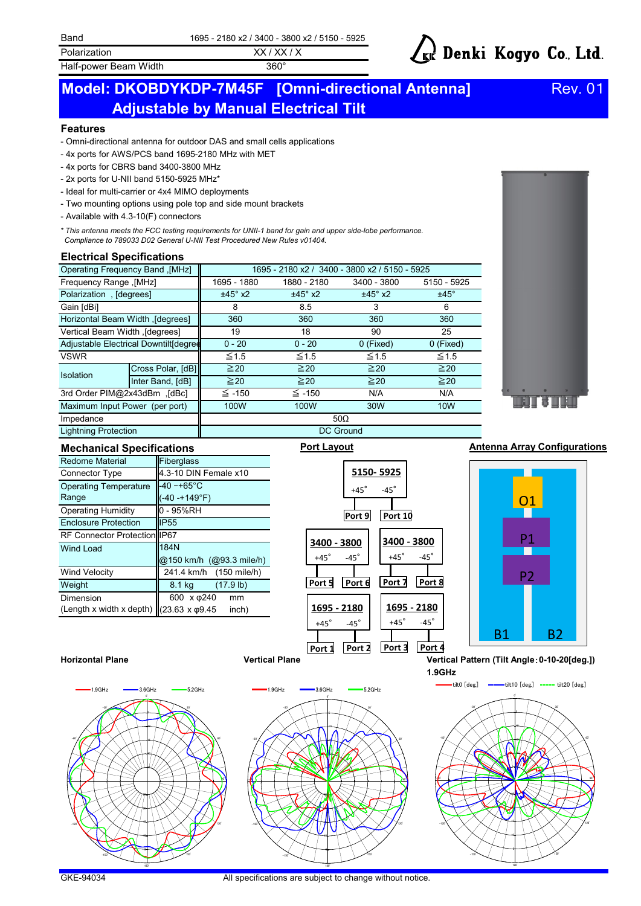| Band | 1695 - 2180 x2 / 3400 - 3800 x2 / 5150 - 5925 |
|---|---|
| Polarization | XX / XX / X |
| Half-power Beam Width | 360° |

Denki Kogyo Co., Ltd.

# Model: DKOBDYKDP-7M45F [Omni-directional Antenna] Adjustable by Manual Electrical Tilt

Rev. 01

## Features

- Omni-directional antenna for outdoor DAS and small cells applications
- 4x ports for AWS/PCS band 1695-2180 MHz with MET
- 4x ports for CBRS band 3400-3800 MHz
- 2x ports for U-NII band 5150-5925 MHz*
- Ideal for multi-carrier or 4x4 MIMO deployments
- Two mounting options using pole top and side mount brackets
- Available with 4.3-10(F) connectors

*\* This antenna meets the FCC testing requirements for UNII-1 band for gain and upper side-lobe performance. Compliance to 789033 D02 General U-NII Test Procedured New Rules v01404.*

## Electrical Specifications

| Operating Frequency Band ,[MHz] | | 1695 - 2180 x2 / 3400 - 3800 x2 / 5150 - 5925 | | | |
|---|---|---|---|---|---|
| Frequency Range ,[MHz] | | 1695 - 1880 | 1880 - 2180 | 3400 - 3800 | 5150 - 5925 |
| Polarization , [degrees] | | ±45° x2 | ±45° x2 | ±45° x2 | ±45° |
| Gain [dBi] | | 8 | 8.5 | 3 | 6 |
| Horizontal Beam Width ,[degrees] | | 360 | 360 | 360 | 360 |
| Vertical Beam Width ,[degrees] | | 19 | 18 | 90 | 25 |
| Adjustable Electrical Downtilt[degrees] | | 0 - 20 | 0 - 20 | 0 (Fixed) | 0 (Fixed) |
| VSWR | | ≦1.5 | ≦1.5 | ≦1.5 | ≦1.5 |
| Isolation | Cross Polar, [dB] | ≧20 | ≧20 | ≧20 | ≧20 |
| | Inter Band, [dB] | ≧20 | ≧20 | ≧20 | ≧20 |
| 3rd Order PIM@2x43dBm ,[dBc] | | ≦ -150 | ≦ -150 | N/A | N/A |
| Maximum Input Power (per port) | | 100W | 100W | 30W | 10W |
| Impedance | | 50Ω | | | |
| Lightning Protection | | DC Ground | | | |

## Mechanical Specifications

| Redome Material | Fiberglass |
|---|---|
| Connector Type | 4.3-10 DIN Female x10 |
| Operating Temperature Range | -40 ~+65°C (-40 ~+149°F) |
| Operating Humidity | 0 - 95%RH |
| Enclosure Protection | IP55 |
| RF Connector Protection | IP67 |
| Wind Load | 184N @150 km/h (@93.3 mile/h) |
| Wind Velocity | 241.4 km/h (150 mile/h) |
| Weight | 8.1 kg (17.9 lb) |
| Dimension (Length x width x depth) | 600 x φ240 mm (23.63 x φ9.45 inch) |

### Port Layout

| Band | +45° | -45° |
|---|---|---|
| 5150- 5925 | Port 9 | Port 10 |
| 3400 - 3800 | Port 5 | Port 6 |
| 3400 - 3800 | Port 7 | Port 8 |
| 1695 - 2180 | Port 1 | Port 2 |
| 1695 - 2180 | Port 3 | Port 4 |

### Antenna Array Configurations

O1, P1, P2, B1, B2

**Horizontal Plane** (1.9GHz, 3.6GHz, 5.2GHz)

**Vertical Plane** (1.9GHz, 3.6GHz, 5.2GHz)

**Vertical Pattern (Tilt Angle：0-10-20[deg.]) 1.9GHz** (tilt0 [deg], tilt10 [deg], tilt20 [deg])

GKE-94034

All specifications are subject to change without notice.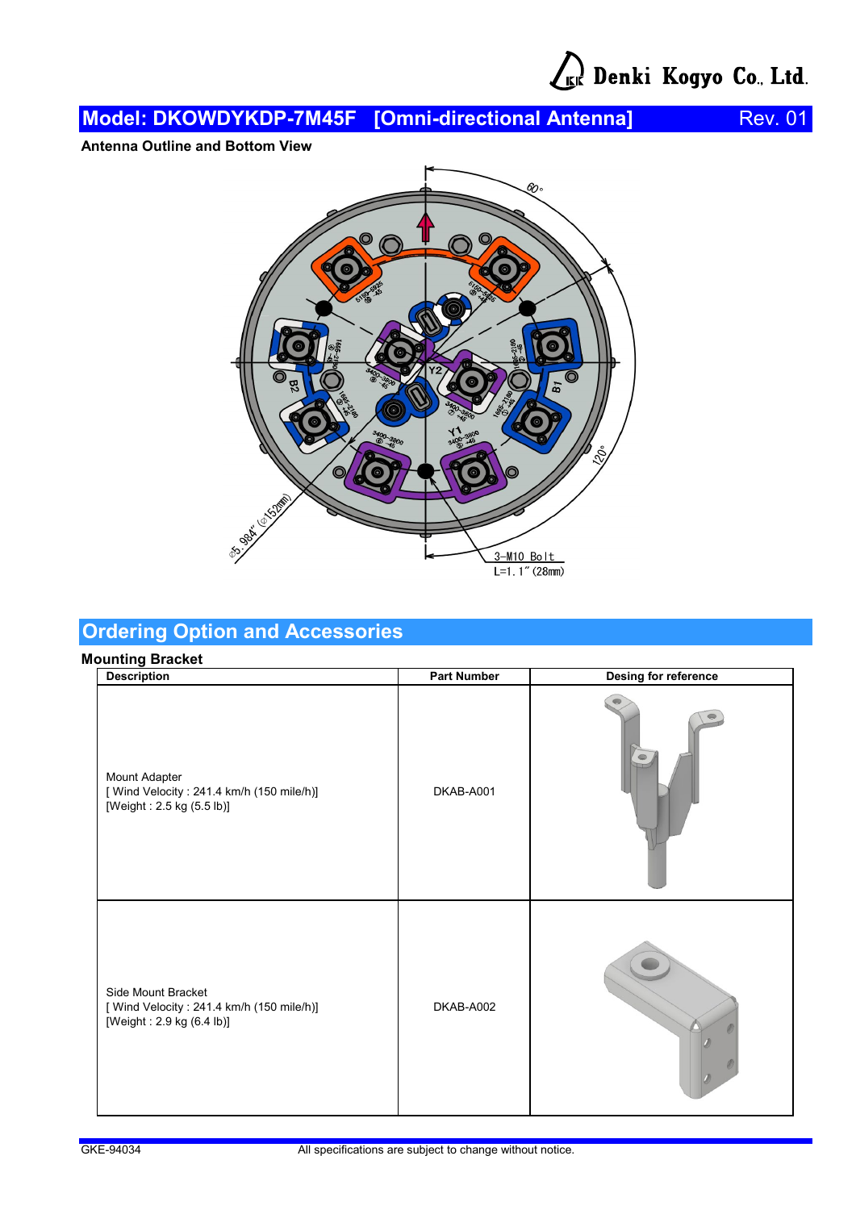Denki Kogyo Co., Ltd.

## Model: DKOWDYKDP-7M45F [Omni-directional Antenna] Rev. 01

**Antenna Outline and Bottom View**

60°

120°

ø5.984" (ø152mm)

3-M10 Bolt
L=1.1" (28mm)

Y1

Y2

B1

B2

## Ordering Option and Accessories

**Mounting Bracket**

| Description | Part Number | Desing for reference |
|---|---|---|
| Mount Adapter<br>[ Wind Velocity : 241.4 km/h (150 mile/h)]<br>[Weight : 2.5 kg (5.5 lb)] | DKAB-A001 | |
| Side Mount Bracket<br>[ Wind Velocity : 241.4 km/h (150 mile/h)]<br>[Weight : 2.9 kg (6.4 lb)] | DKAB-A002 | |

GKE-94034 All specifications are subject to change without notice.